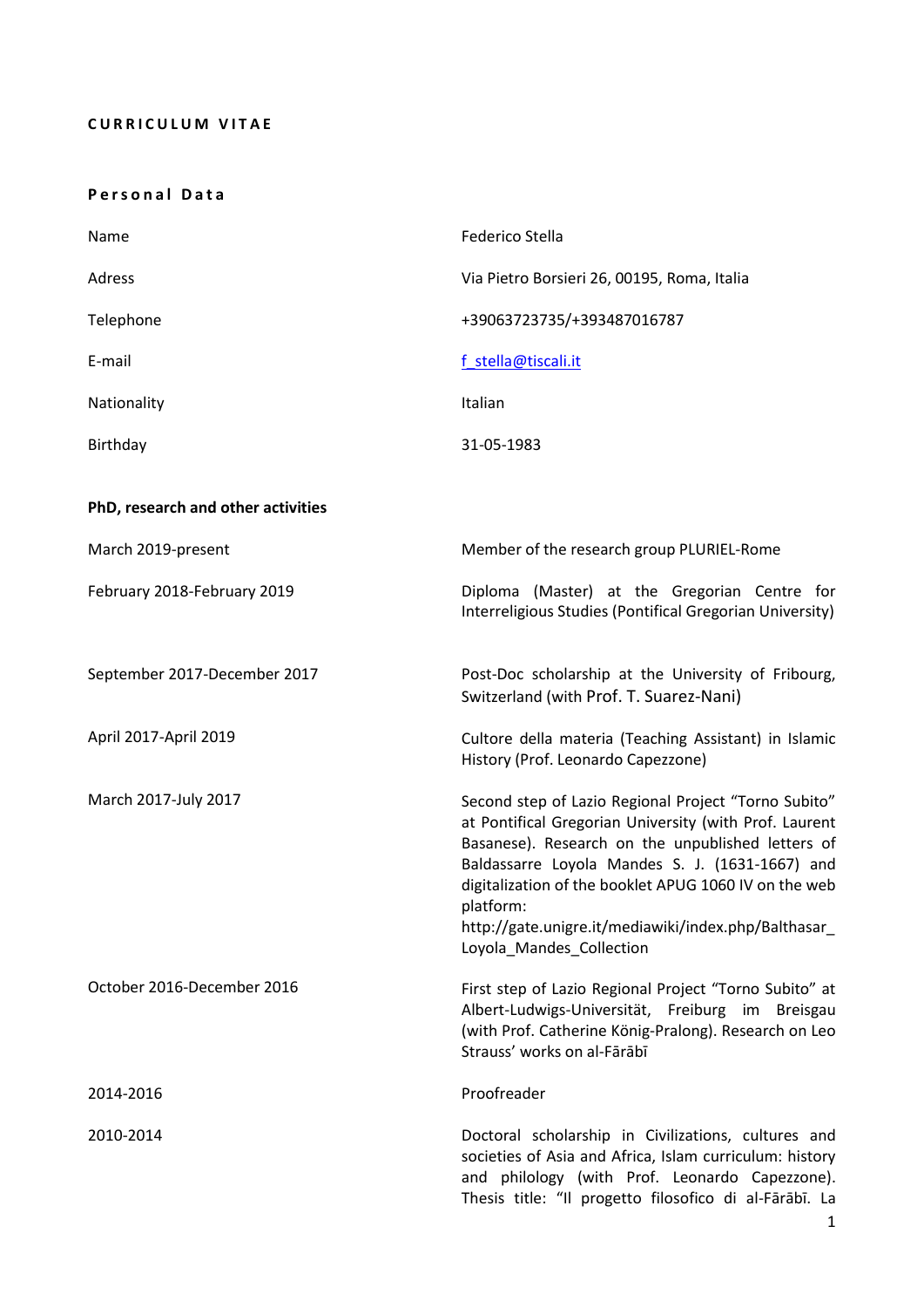**C U R R I C U L U M  V I T A E**

**P e r s o n a l  D a t a**

| | |
|---|---|
| Name | Federico Stella |
| Adress | Via Pietro Borsieri 26, 00195, Roma, Italia |
| Telephone | +39063723735/+393487016787 |
| E-mail | f_stella@tiscali.it |
| Nationality | Italian |
| Birthday | 31-05-1983 |

**PhD, research and other activities**

| | |
|---|---|
| March 2019-present | Member of the research group PLURIEL-Rome |
| February 2018-February 2019 | Diploma (Master) at the Gregorian Centre for Interreligious Studies (Pontifical Gregorian University) |
| September 2017-December 2017 | Post-Doc scholarship at the University of Fribourg, Switzerland (with Prof. T. Suarez-Nani) |
| April 2017-April 2019 | Cultore della materia (Teaching Assistant) in Islamic History (Prof. Leonardo Capezzone) |
| March 2017-July 2017 | Second step of Lazio Regional Project "Torno Subito" at Pontifical Gregorian University (with Prof. Laurent Basanese). Research on the unpublished letters of Baldassarre Loyola Mandes S. J. (1631-1667) and digitalization of the booklet APUG 1060 IV on the web platform: http://gate.unigre.it/mediawiki/index.php/Balthasar_Loyola_Mandes_Collection |
| October 2016-December 2016 | First step of Lazio Regional Project "Torno Subito" at Albert-Ludwigs-Universität, Freiburg im Breisgau (with Prof. Catherine König-Pralong). Research on Leo Strauss' works on al-Fārābī |
| 2014-2016 | Proofreader |
| 2010-2014 | Doctoral scholarship in Civilizations, cultures and societies of Asia and Africa, Islam curriculum: history and philology (with Prof. Leonardo Capezzone). Thesis title: "Il progetto filosofico di al-Fārābī. La |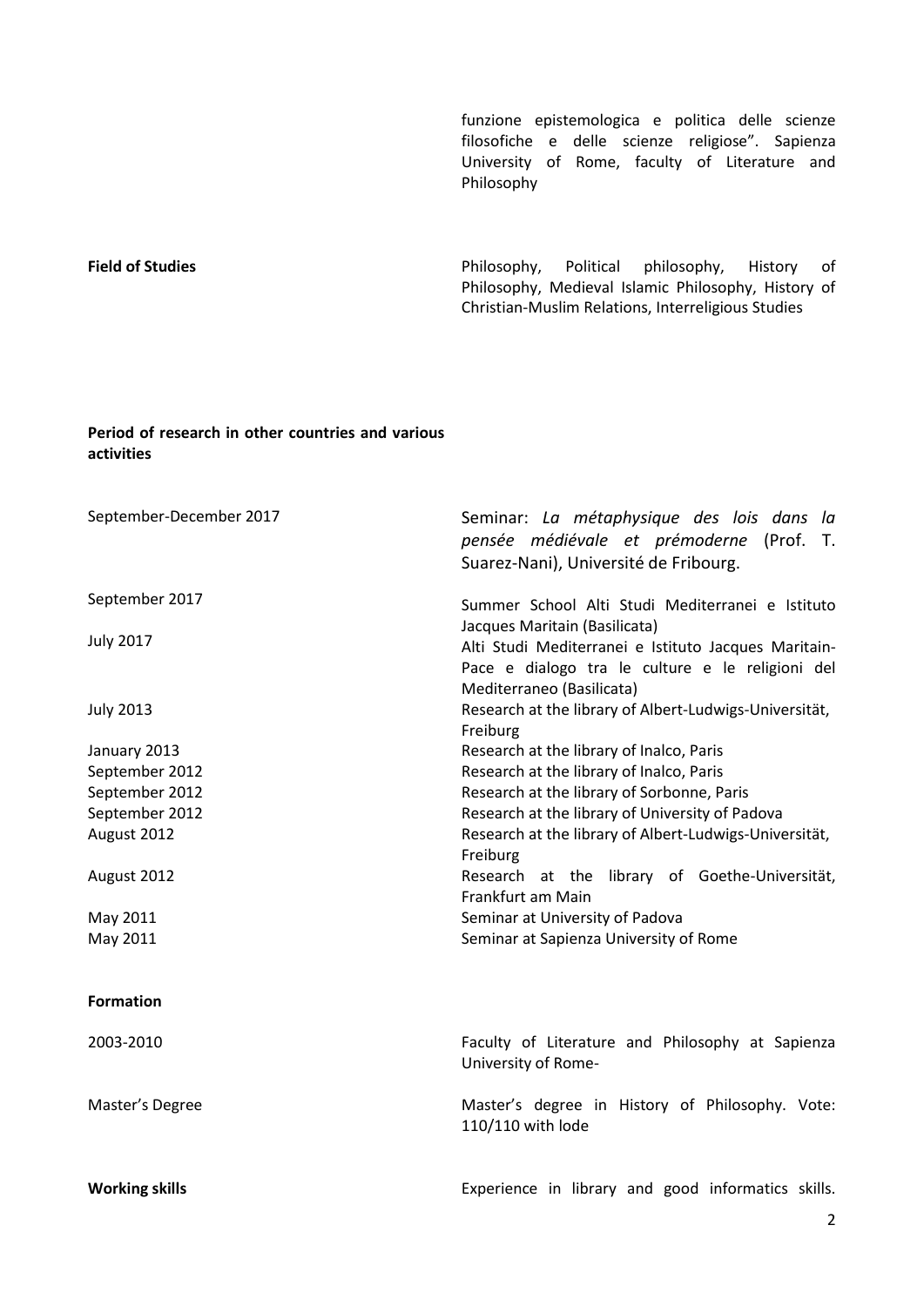funzione epistemologica e politica delle scienze filosofiche e delle scienze religiose". Sapienza University of Rome, faculty of Literature and Philosophy

**Field of Studies**

Philosophy, Political philosophy, History of Philosophy, Medieval Islamic Philosophy, History of Christian-Muslim Relations, Interreligious Studies

**Period of research in other countries and various activities**

| | |
|---|---|
| September-December 2017 | Seminar: *La métaphysique des lois dans la pensée médiévale et prémoderne* (Prof. T. Suarez-Nani), Université de Fribourg. |
| September 2017 | Summer School Alti Studi Mediterranei e Istituto Jacques Maritain (Basilicata) |
| July 2017 | Alti Studi Mediterranei e Istituto Jacques Maritain-Pace e dialogo tra le culture e le religioni del Mediterraneo (Basilicata) |
| July 2013 | Research at the library of Albert-Ludwigs-Universität, Freiburg |
| January 2013 | Research at the library of Inalco, Paris |
| September 2012 | Research at the library of Inalco, Paris |
| September 2012 | Research at the library of Sorbonne, Paris |
| September 2012 | Research at the library of University of Padova |
| August 2012 | Research at the library of Albert-Ludwigs-Universität, Freiburg |
| August 2012 | Research at the library of Goethe-Universität, Frankfurt am Main |
| May 2011 | Seminar at University of Padova |
| May 2011 | Seminar at Sapienza University of Rome |

**Formation**

| | |
|---|---|
| 2003-2010 | Faculty of Literature and Philosophy at Sapienza University of Rome- |
| Master's Degree | Master's degree in History of Philosophy. Vote: 110/110 with lode |

**Working skills**

Experience in library and good informatics skills.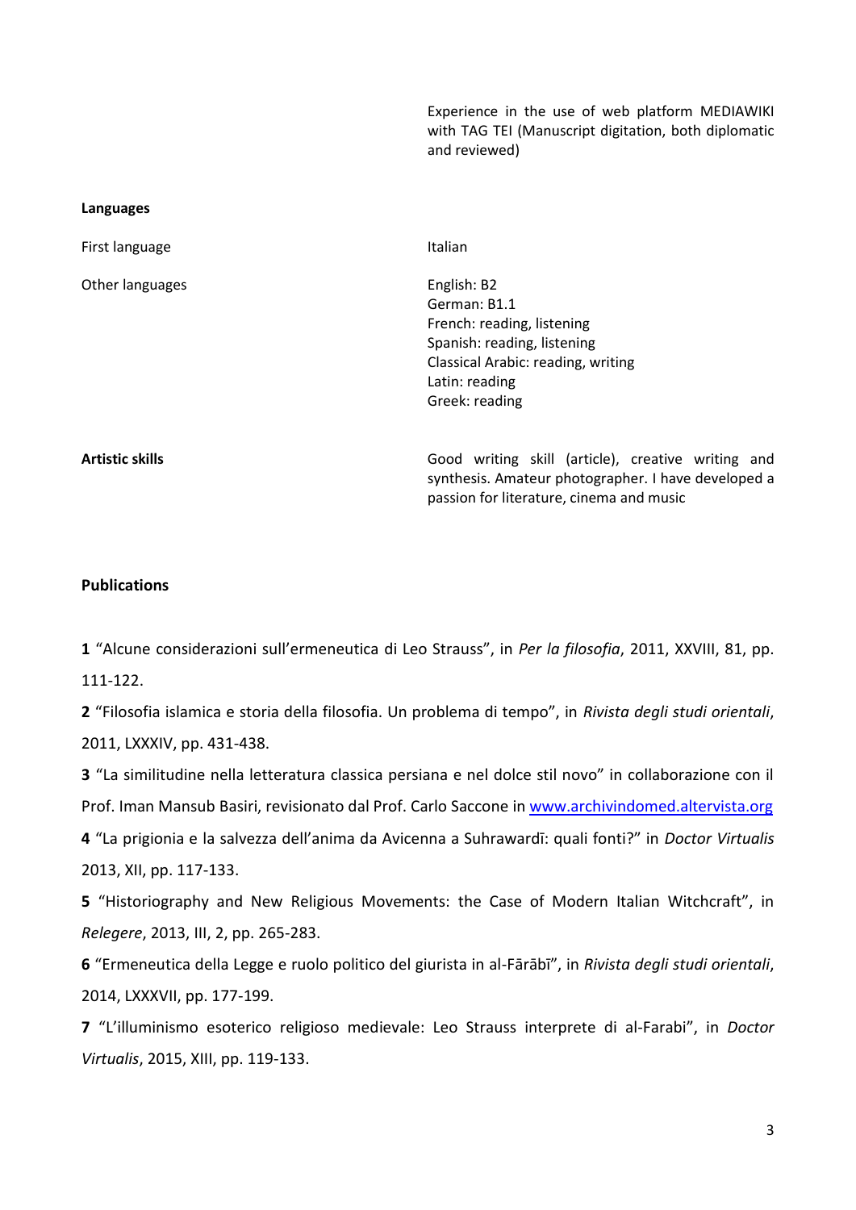| | |
|---|---|
| | Experience in the use of web platform MEDIAWIKI with TAG TEI (Manuscript digitation, both diplomatic and reviewed) |
| **Languages** | |
| First language | Italian |
| Other languages | English: B2<br>German: B1.1<br>French: reading, listening<br>Spanish: reading, listening<br>Classical Arabic: reading, writing<br>Latin: reading<br>Greek: reading |
| **Artistic skills** | Good writing skill (article), creative writing and synthesis. Amateur photographer. I have developed a passion for literature, cinema and music |

**Publications**

**1** "Alcune considerazioni sull'ermeneutica di Leo Strauss", in *Per la filosofia*, 2011, XXVIII, 81, pp. 111-122.

**2** "Filosofia islamica e storia della filosofia. Un problema di tempo", in *Rivista degli studi orientali*, 2011, LXXXIV, pp. 431-438.

**3** "La similitudine nella letteratura classica persiana e nel dolce stil novo" in collaborazione con il Prof. Iman Mansub Basiri, revisionato dal Prof. Carlo Saccone in www.archivindomed.altervista.org

**4** "La prigionia e la salvezza dell'anima da Avicenna a Suhrawardī: quali fonti?" in *Doctor Virtualis* 2013, XII, pp. 117-133.

**5** "Historiography and New Religious Movements: the Case of Modern Italian Witchcraft", in *Relegere*, 2013, III, 2, pp. 265-283.

**6** "Ermeneutica della Legge e ruolo politico del giurista in al-Fārābī", in *Rivista degli studi orientali*, 2014, LXXXVII, pp. 177-199.

**7** "L'illuminismo esoterico religioso medievale: Leo Strauss interprete di al-Farabi", in *Doctor Virtualis*, 2015, XIII, pp. 119-133.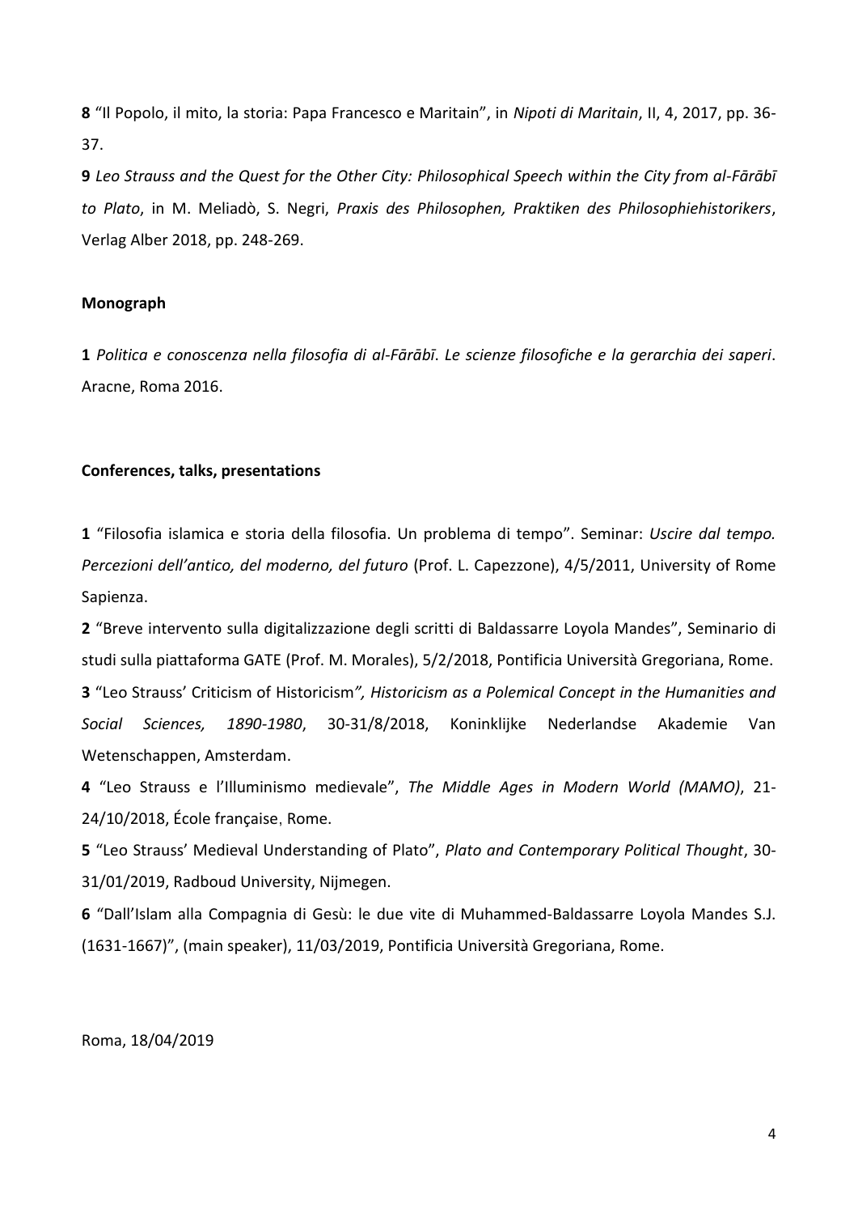**8** "Il Popolo, il mito, la storia: Papa Francesco e Maritain", in *Nipoti di Maritain*, II, 4, 2017, pp. 36-37.

**9** *Leo Strauss and the Quest for the Other City: Philosophical Speech within the City from al-Fārābī to Plato*, in M. Meliadò, S. Negri, *Praxis des Philosophen, Praktiken des Philosophiehistorikers*, Verlag Alber 2018, pp. 248-269.

**Monograph**

**1** *Politica e conoscenza nella filosofia di al-Fārābī*. *Le scienze filosofiche e la gerarchia dei saperi*. Aracne, Roma 2016.

**Conferences, talks, presentations**

**1** "Filosofia islamica e storia della filosofia. Un problema di tempo". Seminar: *Uscire dal tempo. Percezioni dell'antico, del moderno, del futuro* (Prof. L. Capezzone), 4/5/2011, University of Rome Sapienza.

**2** "Breve intervento sulla digitalizzazione degli scritti di Baldassarre Loyola Mandes", Seminario di studi sulla piattaforma GATE (Prof. M. Morales), 5/2/2018, Pontificia Università Gregoriana, Rome.

**3** "Leo Strauss' Criticism of Historicism*", Historicism as a Polemical Concept in the Humanities and Social Sciences, 1890-1980*, 30-31/8/2018, Koninklijke Nederlandse Akademie Van Wetenschappen, Amsterdam.

**4** "Leo Strauss e l'Illuminismo medievale", *The Middle Ages in Modern World (MAMO)*, 21-24/10/2018, École française, Rome.

**5** "Leo Strauss' Medieval Understanding of Plato", *Plato and Contemporary Political Thought*, 30-31/01/2019, Radboud University, Nijmegen.

**6** "Dall'Islam alla Compagnia di Gesù: le due vite di Muhammed-Baldassarre Loyola Mandes S.J. (1631-1667)", (main speaker), 11/03/2019, Pontificia Università Gregoriana, Rome.

Roma, 18/04/2019